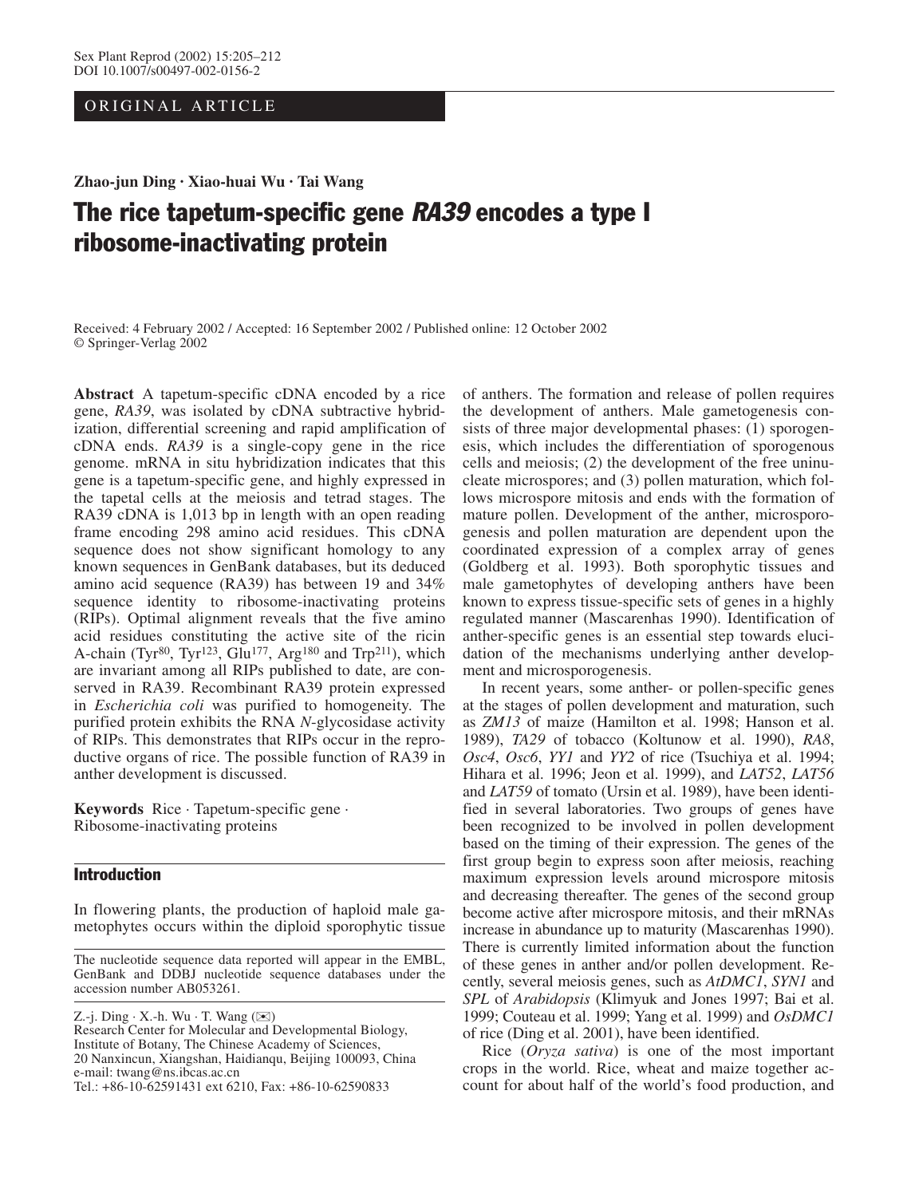ORIGINAL ARTICLE

**Zhao-jun Ding · Xiao-huai Wu · Tai Wang**

# The rice tapetum-specific gene *RA39* encodes a type I ribosome-inactivating protein

Received: 4 February 2002 / Accepted: 16 September 2002 / Published online: 12 October 2002
© Springer-Verlag 2002

**Abstract** A tapetum-specific cDNA encoded by a rice gene, *RA39*, was isolated by cDNA subtractive hybridization, differential screening and rapid amplification of cDNA ends. *RA39* is a single-copy gene in the rice genome. mRNA in situ hybridization indicates that this gene is a tapetum-specific gene, and highly expressed in the tapetal cells at the meiosis and tetrad stages. The RA39 cDNA is 1,013 bp in length with an open reading frame encoding 298 amino acid residues. This cDNA sequence does not show significant homology to any known sequences in GenBank databases, but its deduced amino acid sequence (RA39) has between 19 and 34% sequence identity to ribosome-inactivating proteins (RIPs). Optimal alignment reveals that the five amino acid residues constituting the active site of the ricin A-chain ($Tyr^{80}$, $Tyr^{123}$, $Glu^{177}$, $Arg^{180}$ and $Trp^{211}$), which are invariant among all RIPs published to date, are conserved in RA39. Recombinant RA39 protein expressed in *Escherichia coli* was purified to homogeneity. The purified protein exhibits the RNA *N*-glycosidase activity of RIPs. This demonstrates that RIPs occur in the reproductive organs of rice. The possible function of RA39 in anther development is discussed.

**Keywords** Rice · Tapetum-specific gene · Ribosome-inactivating proteins

The nucleotide sequence data reported will appear in the EMBL, GenBank and DDBJ nucleotide sequence databases under the accession number AB053261.

Z.-j. Ding · X.-h. Wu · T. Wang (✉)
Research Center for Molecular and Developmental Biology, Institute of Botany, The Chinese Academy of Sciences, 20 Nanxincun, Xiangshan, Haidianqu, Beijing 100093, China
e-mail: twang@ns.ibcas.ac.cn
Tel.: +86-10-62591431 ext 6210, Fax: +86-10-62590833

## Introduction

In flowering plants, the production of haploid male gametophytes occurs within the diploid sporophytic tissue of anthers. The formation and release of pollen requires the development of anthers. Male gametogenesis consists of three major developmental phases: (1) sporogenesis, which includes the differentiation of sporogenous cells and meiosis; (2) the development of the free uninucleate microspores; and (3) pollen maturation, which follows microspore mitosis and ends with the formation of mature pollen. Development of the anther, microsporogenesis and pollen maturation are dependent upon the coordinated expression of a complex array of genes (Goldberg et al. 1993). Both sporophytic tissues and male gametophytes of developing anthers have been known to express tissue-specific sets of genes in a highly regulated manner (Mascarenhas 1990). Identification of anther-specific genes is an essential step towards elucidation of the mechanisms underlying anther development and microsporogenesis.

In recent years, some anther- or pollen-specific genes at the stages of pollen development and maturation, such as *ZM13* of maize (Hamilton et al. 1998; Hanson et al. 1989), *TA29* of tobacco (Koltunow et al. 1990), *RA8*, *Osc4*, *Osc6*, *YY1* and *YY2* of rice (Tsuchiya et al. 1994; Hihara et al. 1996; Jeon et al. 1999), and *LAT52*, *LAT56* and *LAT59* of tomato (Ursin et al. 1989), have been identified in several laboratories. Two groups of genes have been recognized to be involved in pollen development based on the timing of their expression. The genes of the first group begin to express soon after meiosis, reaching maximum expression levels around microspore mitosis and decreasing thereafter. The genes of the second group become active after microspore mitosis, and their mRNAs increase in abundance up to maturity (Mascarenhas 1990). There is currently limited information about the function of these genes in anther and/or pollen development. Recently, several meiosis genes, such as *AtDMC1*, *SYN1* and *SPL* of *Arabidopsis* (Klimyuk and Jones 1997; Bai et al. 1999; Couteau et al. 1999; Yang et al. 1999) and *OsDMC1* of rice (Ding et al. 2001), have been identified.

Rice (*Oryza sativa*) is one of the most important crops in the world. Rice, wheat and maize together account for about half of the world's food production, and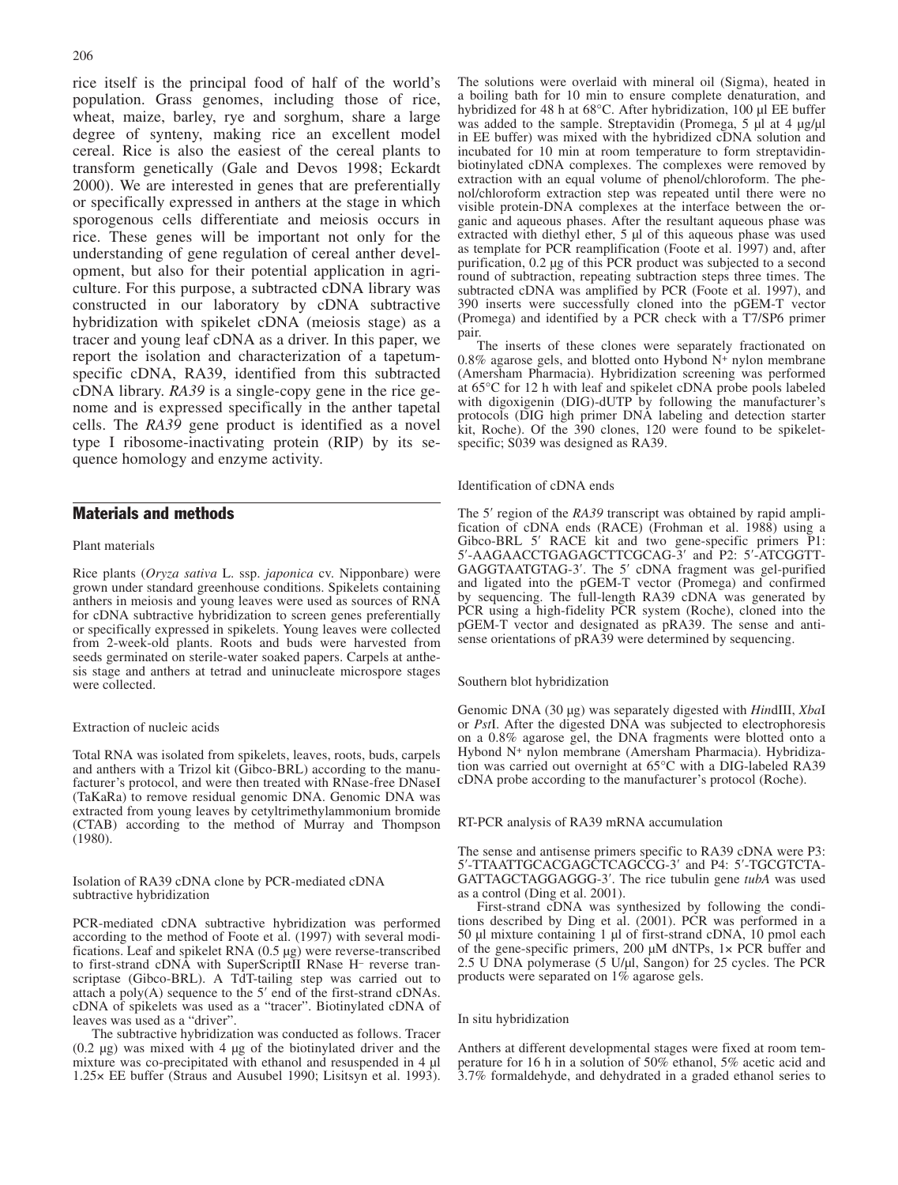rice itself is the principal food of half of the world's population. Grass genomes, including those of rice, wheat, maize, barley, rye and sorghum, share a large degree of synteny, making rice an excellent model cereal. Rice is also the easiest of the cereal plants to transform genetically (Gale and Devos 1998; Eckardt 2000). We are interested in genes that are preferentially or specifically expressed in anthers at the stage in which sporogenous cells differentiate and meiosis occurs in rice. These genes will be important not only for the understanding of gene regulation of cereal anther development, but also for their potential application in agriculture. For this purpose, a subtracted cDNA library was constructed in our laboratory by cDNA subtractive hybridization with spikelet cDNA (meiosis stage) as a tracer and young leaf cDNA as a driver. In this paper, we report the isolation and characterization of a tapetum-specific cDNA, RA39, identified from this subtracted cDNA library. *RA39* is a single-copy gene in the rice genome and is expressed specifically in the anther tapetal cells. The *RA39* gene product is identified as a novel type I ribosome-inactivating protein (RIP) by its sequence homology and enzyme activity.

## Materials and methods

### Plant materials

Rice plants (*Oryza sativa* L. ssp. *japonica* cv. Nipponbare) were grown under standard greenhouse conditions. Spikelets containing anthers in meiosis and young leaves were used as sources of RNA for cDNA subtractive hybridization to screen genes preferentially or specifically expressed in spikelets. Young leaves were collected from 2-week-old plants. Roots and buds were harvested from seeds germinated on sterile-water soaked papers. Carpels at anthesis stage and anthers at tetrad and uninucleate microspore stages were collected.

### Extraction of nucleic acids

Total RNA was isolated from spikelets, leaves, roots, buds, carpels and anthers with a Trizol kit (Gibco-BRL) according to the manufacturer's protocol, and were then treated with RNase-free DNaseI (TaKaRa) to remove residual genomic DNA. Genomic DNA was extracted from young leaves by cetyltrimethylammonium bromide (CTAB) according to the method of Murray and Thompson (1980).

### Isolation of RA39 cDNA clone by PCR-mediated cDNA subtractive hybridization

PCR-mediated cDNA subtractive hybridization was performed according to the method of Foote et al. (1997) with several modifications. Leaf and spikelet RNA (0.5 μg) were reverse-transcribed to first-strand cDNA with SuperScriptII RNase H$^-$ reverse transcriptase (Gibco-BRL). A TdT-tailing step was carried out to attach a poly(A) sequence to the 5′ end of the first-strand cDNAs. cDNA of spikelets was used as a "tracer". Biotinylated cDNA of leaves was used as a "driver".

The subtractive hybridization was conducted as follows. Tracer (0.2 μg) was mixed with 4 μg of the biotinylated driver and the mixture was co-precipitated with ethanol and resuspended in 4 μl 1.25× EE buffer (Straus and Ausubel 1990; Lisitsyn et al. 1993). The solutions were overlaid with mineral oil (Sigma), heated in a boiling bath for 10 min to ensure complete denaturation, and hybridized for 48 h at 68°C. After hybridization, 100 μl EE buffer was added to the sample. Streptavidin (Promega, 5 μl at 4 μg/μl in EE buffer) was mixed with the hybridized cDNA solution and incubated for 10 min at room temperature to form streptavidin-biotinylated cDNA complexes. The complexes were removed by extraction with an equal volume of phenol/chloroform. The phenol/chloroform extraction step was repeated until there were no visible protein-DNA complexes at the interface between the organic and aqueous phases. After the resultant aqueous phase was extracted with diethyl ether, 5 μl of this aqueous phase was used as template for PCR reamplification (Foote et al. 1997) and, after purification, 0.2 μg of this PCR product was subjected to a second round of subtraction, repeating subtraction steps three times. The subtracted cDNA was amplified by PCR (Foote et al. 1997), and 390 inserts were successfully cloned into the pGEM-T vector (Promega) and identified by a PCR check with a T7/SP6 primer pair.

The inserts of these clones were separately fractionated on 0.8% agarose gels, and blotted onto Hybond N$^+$ nylon membrane (Amersham Pharmacia). Hybridization screening was performed at 65°C for 12 h with leaf and spikelet cDNA probe pools labeled with digoxigenin (DIG)-dUTP by following the manufacturer's protocols (DIG high primer DNA labeling and detection starter kit, Roche). Of the 390 clones, 120 were found to be spikelet-specific; S039 was designed as RA39.

### Identification of cDNA ends

The 5′ region of the *RA39* transcript was obtained by rapid amplification of cDNA ends (RACE) (Frohman et al. 1988) using a Gibco-BRL 5′ RACE kit and two gene-specific primers P1: 5′-AAGAACCTGAGAGCTTCGCAG-3′ and P2: 5′-ATCGGTT-GAGGTAATGTAG-3′. The 5′ cDNA fragment was gel-purified and ligated into the pGEM-T vector (Promega) and confirmed by sequencing. The full-length RA39 cDNA was generated by PCR using a high-fidelity PCR system (Roche), cloned into the pGEM-T vector and designated as pRA39. The sense and antisense orientations of pRA39 were determined by sequencing.

### Southern blot hybridization

Genomic DNA (30 μg) was separately digested with *Hin*dIII, *Xba*I or *Pst*I. After the digested DNA was subjected to electrophoresis on a 0.8% agarose gel, the DNA fragments were blotted onto a Hybond N$^+$ nylon membrane (Amersham Pharmacia). Hybridization was carried out overnight at 65°C with a DIG-labeled RA39 cDNA probe according to the manufacturer's protocol (Roche).

### RT-PCR analysis of RA39 mRNA accumulation

The sense and antisense primers specific to RA39 cDNA were P3: 5′-TTAATTGCACGAGCTCAGCCG-3′ and P4: 5′-TGCGTCTA-GATTAGCTAGGAGGG-3′. The rice tubulin gene *tubA* was used as a control (Ding et al. 2001).

First-strand cDNA was synthesized by following the conditions described by Ding et al. (2001). PCR was performed in a 50 μl mixture containing 1 μl of first-strand cDNA, 10 pmol each of the gene-specific primers, 200 μM dNTPs, 1× PCR buffer and 2.5 U DNA polymerase (5 U/μl, Sangon) for 25 cycles. The PCR products were separated on 1% agarose gels.

### In situ hybridization

Anthers at different developmental stages were fixed at room temperature for 16 h in a solution of 50% ethanol, 5% acetic acid and 3.7% formaldehyde, and dehydrated in a graded ethanol series to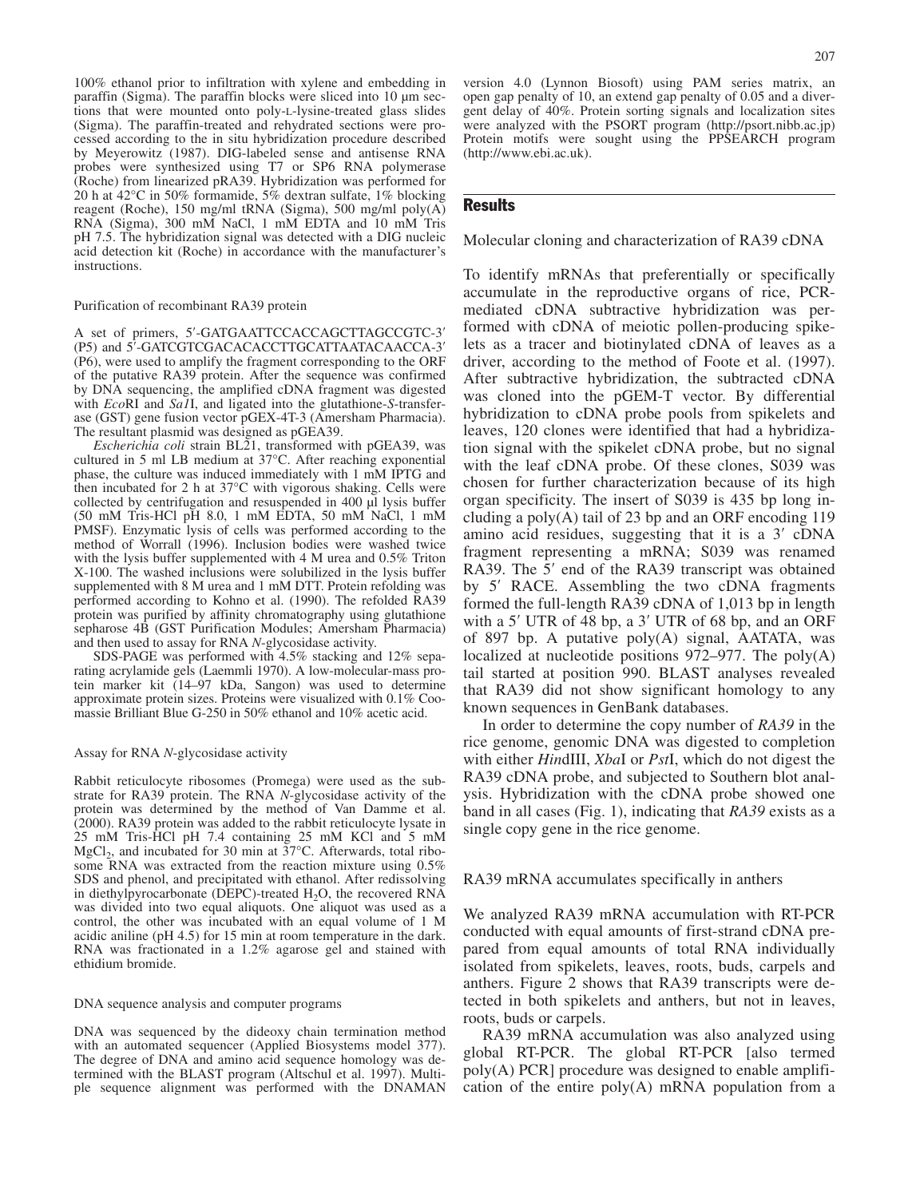100% ethanol prior to infiltration with xylene and embedding in paraffin (Sigma). The paraffin blocks were sliced into 10 μm sections that were mounted onto poly-L-lysine-treated glass slides (Sigma). The paraffin-treated and rehydrated sections were processed according to the in situ hybridization procedure described by Meyerowitz (1987). DIG-labeled sense and antisense RNA probes were synthesized using T7 or SP6 RNA polymerase (Roche) from linearized pRA39. Hybridization was performed for 20 h at 42°C in 50% formamide, 5% dextran sulfate, 1% blocking reagent (Roche), 150 mg/ml tRNA (Sigma), 500 mg/ml poly(A) RNA (Sigma), 300 mM NaCl, 1 mM EDTA and 10 mM Tris pH 7.5. The hybridization signal was detected with a DIG nucleic acid detection kit (Roche) in accordance with the manufacturer's instructions.

### Purification of recombinant RA39 protein

A set of primers, 5′-GATGAATTCCACCAGCTTAGCCGTC-3′ (P5) and 5′-GATCGTCGACACACCTTGCATTAATACAACCA-3′ (P6), were used to amplify the fragment corresponding to the ORF of the putative RA39 protein. After the sequence was confirmed by DNA sequencing, the amplified cDNA fragment was digested with *Eco*RI and *Sal*I, and ligated into the glutathione-*S*-transferase (GST) gene fusion vector pGEX-4T-3 (Amersham Pharmacia). The resultant plasmid was designed as pGEA39.

*Escherichia coli* strain BL21, transformed with pGEA39, was cultured in 5 ml LB medium at 37°C. After reaching exponential phase, the culture was induced immediately with 1 mM IPTG and then incubated for 2 h at 37°C with vigorous shaking. Cells were collected by centrifugation and resuspended in 400 μl lysis buffer (50 mM Tris-HCl pH 8.0, 1 mM EDTA, 50 mM NaCl, 1 mM PMSF). Enzymatic lysis of cells was performed according to the method of Worrall (1996). Inclusion bodies were washed twice with the lysis buffer supplemented with 4 M urea and 0.5% Triton X-100. The washed inclusions were solubilized in the lysis buffer supplemented with 8 M urea and 1 mM DTT. Protein refolding was performed according to Kohno et al. (1990). The refolded RA39 protein was purified by affinity chromatography using glutathione sepharose 4B (GST Purification Modules; Amersham Pharmacia) and then used to assay for RNA *N*-glycosidase activity.

SDS-PAGE was performed with 4.5% stacking and 12% separating acrylamide gels (Laemmli 1970). A low-molecular-mass protein marker kit (14–97 kDa, Sangon) was used to determine approximate protein sizes. Proteins were visualized with 0.1% Coomassie Brilliant Blue G-250 in 50% ethanol and 10% acetic acid.

### Assay for RNA *N*-glycosidase activity

Rabbit reticulocyte ribosomes (Promega) were used as the substrate for RA39 protein. The RNA *N*-glycosidase activity of the protein was determined by the method of Van Damme et al. (2000). RA39 protein was added to the rabbit reticulocyte lysate in 25 mM Tris-HCl pH 7.4 containing 25 mM KCl and 5 mM $MgCl_2$, and incubated for 30 min at 37°C. Afterwards, total ribosome RNA was extracted from the reaction mixture using 0.5% SDS and phenol, and precipitated with ethanol. After redissolving in diethylpyrocarbonate (DEPC)-treated $H_2O$, the recovered RNA was divided into two equal aliquots. One aliquot was used as a control, the other was incubated with an equal volume of 1 M acidic aniline (pH 4.5) for 15 min at room temperature in the dark. RNA was fractionated in a 1.2% agarose gel and stained with ethidium bromide.

### DNA sequence analysis and computer programs

DNA was sequenced by the dideoxy chain termination method with an automated sequencer (Applied Biosystems model 377). The degree of DNA and amino acid sequence homology was determined with the BLAST program (Altschul et al. 1997). Multiple sequence alignment was performed with the DNAMAN version 4.0 (Lynnon Biosoft) using PAM series matrix, an open gap penalty of 10, an extend gap penalty of 0.05 and a divergent delay of 40%. Protein sorting signals and localization sites were analyzed with the PSORT program (http://psort.nibb.ac.jp) Protein motifs were sought using the PPSEARCH program (http://www.ebi.ac.uk).

## Results

### Molecular cloning and characterization of RA39 cDNA

To identify mRNAs that preferentially or specifically accumulate in the reproductive organs of rice, PCR-mediated cDNA subtractive hybridization was performed with cDNA of meiotic pollen-producing spikelets as a tracer and biotinylated cDNA of leaves as a driver, according to the method of Foote et al. (1997). After subtractive hybridization, the subtracted cDNA was cloned into the pGEM-T vector. By differential hybridization to cDNA probe pools from spikelets and leaves, 120 clones were identified that had a hybridization signal with the spikelet cDNA probe, but no signal with the leaf cDNA probe. Of these clones, S039 was chosen for further characterization because of its high organ specificity. The insert of S039 is 435 bp long including a poly(A) tail of 23 bp and an ORF encoding 119 amino acid residues, suggesting that it is a 3′ cDNA fragment representing a mRNA; S039 was renamed RA39. The 5′ end of the RA39 transcript was obtained by 5′ RACE. Assembling the two cDNA fragments formed the full-length RA39 cDNA of 1,013 bp in length with a 5′ UTR of 48 bp, a 3′ UTR of 68 bp, and an ORF of 897 bp. A putative poly(A) signal, AATATA, was localized at nucleotide positions 972–977. The poly(A) tail started at position 990. BLAST analyses revealed that RA39 did not show significant homology to any known sequences in GenBank databases.

In order to determine the copy number of *RA39* in the rice genome, genomic DNA was digested to completion with either *Hin*dIII, *Xba*I or *Pst*I, which do not digest the RA39 cDNA probe, and subjected to Southern blot analysis. Hybridization with the cDNA probe showed one band in all cases (Fig. 1), indicating that *RA39* exists as a single copy gene in the rice genome.

### RA39 mRNA accumulates specifically in anthers

We analyzed RA39 mRNA accumulation with RT-PCR conducted with equal amounts of first-strand cDNA prepared from equal amounts of total RNA individually isolated from spikelets, leaves, roots, buds, carpels and anthers. Figure 2 shows that RA39 transcripts were detected in both spikelets and anthers, but not in leaves, roots, buds or carpels.

RA39 mRNA accumulation was also analyzed using global RT-PCR. The global RT-PCR [also termed poly(A) PCR] procedure was designed to enable amplification of the entire poly(A) mRNA population from a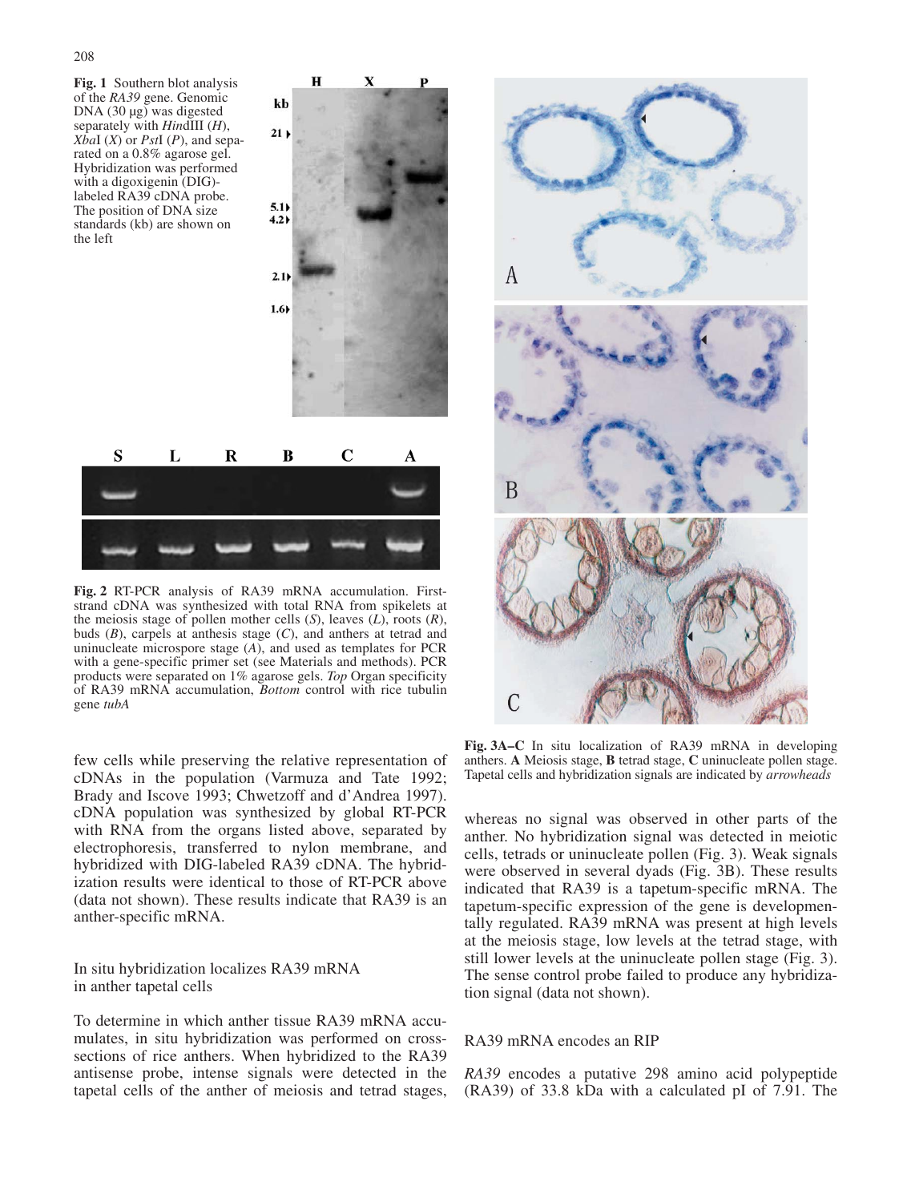**Fig. 1** Southern blot analysis of the *RA39* gene. Genomic DNA (30 µg) was digested separately with *Hin*dIII (*H*), *Xba*I (*X*) or *Pst*I (*P*), and separated on a 0.8% agarose gel. Hybridization was performed with a digoxigenin (DIG)-labeled RA39 cDNA probe. The position of DNA size standards (kb) are shown on the left

**Fig. 2** RT-PCR analysis of RA39 mRNA accumulation. First-strand cDNA was synthesized with total RNA from spikelets at the meiosis stage of pollen mother cells (*S*), leaves (*L*), roots (*R*), buds (*B*), carpels at anthesis stage (*C*), and anthers at tetrad and uninucleate microspore stage (*A*), and used as templates for PCR with a gene-specific primer set (see Materials and methods). PCR products were separated on 1% agarose gels. *Top* Organ specificity of RA39 mRNA accumulation, *Bottom* control with rice tubulin gene *tubA*

**Fig. 3A–C** In situ localization of RA39 mRNA in developing anthers. **A** Meiosis stage, **B** tetrad stage, **C** uninucleate pollen stage. Tapetal cells and hybridization signals are indicated by *arrowheads*

few cells while preserving the relative representation of cDNAs in the population (Varmuza and Tate 1992; Brady and Iscove 1993; Chwetzoff and d'Andrea 1997). cDNA population was synthesized by global RT-PCR with RNA from the organs listed above, separated by electrophoresis, transferred to nylon membrane, and hybridized with DIG-labeled RA39 cDNA. The hybridization results were identical to those of RT-PCR above (data not shown). These results indicate that RA39 is an anther-specific mRNA.

## In situ hybridization localizes RA39 mRNA in anther tapetal cells

To determine in which anther tissue RA39 mRNA accumulates, in situ hybridization was performed on cross-sections of rice anthers. When hybridized to the RA39 antisense probe, intense signals were detected in the tapetal cells of the anther of meiosis and tetrad stages, whereas no signal was observed in other parts of the anther. No hybridization signal was detected in meiotic cells, tetrads or uninucleate pollen (Fig. 3). Weak signals were observed in several dyads (Fig. 3B). These results indicated that RA39 is a tapetum-specific mRNA. The tapetum-specific expression of the gene is developmentally regulated. RA39 mRNA was present at high levels at the meiosis stage, low levels at the tetrad stage, with still lower levels at the uninucleate pollen stage (Fig. 3). The sense control probe failed to produce any hybridization signal (data not shown).

## RA39 mRNA encodes an RIP

*RA39* encodes a putative 298 amino acid polypeptide (RA39) of 33.8 kDa with a calculated pI of 7.91. The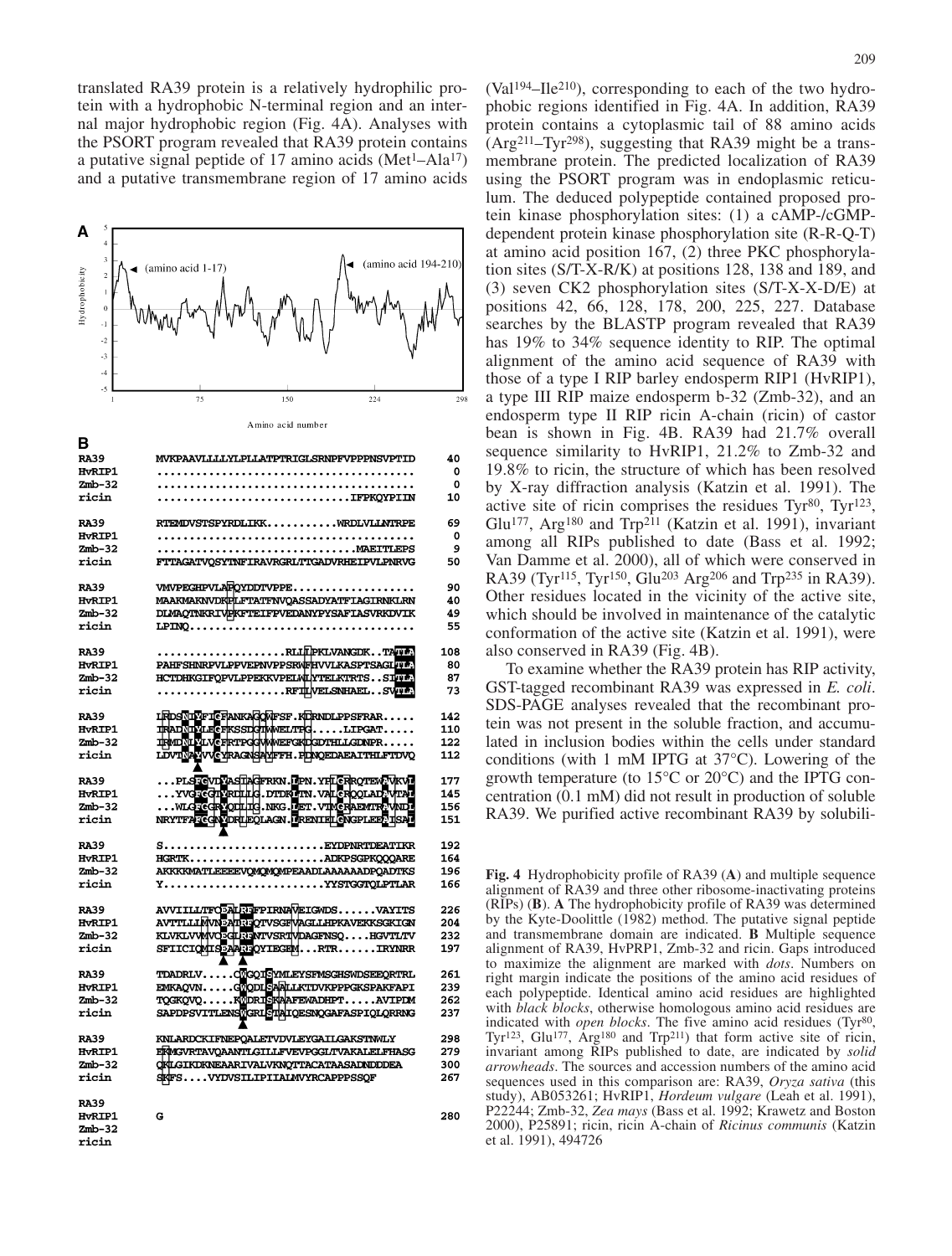translated RA39 protein is a relatively hydrophilic protein with a hydrophobic N-terminal region and an internal major hydrophobic region (Fig. 4A). Analyses with the PSORT program revealed that RA39 protein contains a putative signal peptide of 17 amino acids (Met[1]–Ala[17]) and a putative transmembrane region of 17 amino acids (Val[194]–Ile[210]), corresponding to each of the two hydrophobic regions identified in Fig. 4A. In addition, RA39 protein contains a cytoplasmic tail of 88 amino acids (Arg[211]–Tyr[298]), suggesting that RA39 might be a transmembrane protein. The predicted localization of RA39 using the PSORT program was in endoplasmic reticulum. The deduced polypeptide contained proposed protein kinase phosphorylation sites: (1) a cAMP-/cGMP-dependent protein kinase phosphorylation site (R-R-Q-T) at amino acid position 167, (2) three PKC phosphorylation sites (S/T-X-R/K) at positions 128, 138 and 189, and (3) seven CK2 phosphorylation sites (S/T-X-X-D/E) at positions 42, 66, 128, 178, 200, 225, 227. Database searches by the BLASTP program revealed that RA39 has 19% to 34% sequence identity to RIP. The optimal alignment of the amino acid sequence of RA39 with those of a type I RIP barley endosperm RIP1 (HvRIP1), a type III RIP maize endosperm b-32 (Zmb-32), and an endosperm type II RIP ricin A-chain (ricin) of castor bean is shown in Fig. 4B. RA39 had 21.7% overall sequence similarity to HvRIP1, 21.2% to Zmb-32 and 19.8% to ricin, the structure of which has been resolved by X-ray diffraction analysis (Katzin et al. 1991). The active site of ricin comprises the residues Tyr[80], Tyr[123], Glu[177], Arg[180] and Trp[211] (Katzin et al. 1991), invariant among all RIPs published to date (Bass et al. 1992; Van Damme et al. 2000), all of which were conserved in RA39 (Tyr[115], Tyr[150], Glu[203] Arg[206] and Trp[235] in RA39). Other residues located in the vicinity of the active site, which should be involved in maintenance of the catalytic conformation of the active site (Katzin et al. 1991), were also conserved in RA39 (Fig. 4B).

To examine whether the RA39 protein has RIP activity, GST-tagged recombinant RA39 was expressed in *E. coli*. SDS-PAGE analyses revealed that the recombinant protein was not present in the soluble fraction, and accumulated in inclusion bodies within the cells under standard conditions (with 1 mM IPTG at 37°C). Lowering of the growth temperature (to 15°C or 20°C) and the IPTG concentration (0.1 mM) did not result in production of soluble RA39. We purified active recombinant RA39 by solubili-

```
RA39     MVKPAAVLLLLYLPLLATPTRIGLSRNPFVPPPNSVPTID   40
HvRIP1   ........................................    0
Zmb-32   ........................................    0
ricin    ..............................IFPKQYPIIN   10

RA39     RTEMDVSTSFYRDLIKK...........WRDLVLLNTRPE   69
HvRIP1   ........................................    0
Zmb-32   ...............................MAEITLEPS    9
ricin    FTTAGATVQSYTNFIRAVRGRLTTGADVRHEIPVLPNRVG   50

RA39     VMVPEGHPVLAFQYDDTVPPE...................   90
HvRIP1   MAAKMAKNVDKPLFTATFNVQASSADYATFIAGIRNKLRN   40
Zmb-32   DLMAQTNKRIVPKFTEIFPVEDANYPYSAFIASVRKDVIK   49
ricin    LPINQ...................................   55

RA39     ....................RLILPKLVANGDK..TAVLA  108
HvRIP1   PAHFSHNRPVLPPVEPNVPPSRWFHVVLKASPTSAGLTLA   80
Zmb-32   HCTDHKGIFQPVLPPEKKVPELWLYTELKTRTS..SITLA   87
ricin    ....................RFILVELSNHAEL..SVTLA   73

RA39     LRDSNIYFIGFANKAGQWFSF.KDRNDLPPSFRAR.....  142
HvRIP1   IRADNIYLEGFKSSDGTWWELTPG.....LIPGAT.....  110
Zmb-32   IRMDNLYLVGFRTPGGVWWEFGKDGDTHLLGDNPR.....  122
ricin    LDVTNAYVVGYRAGNSAYFFH.PDNQEDAEAITHLFTDVQ  112

RA39     ...PLSFGVDYASTAGFRKN.LPN.YHLGRRQTEWAVKVL  177
HvRIP1   ...YVGFGGTYRDLLG.DTDKLTN.VALGRQQLADAVTAL  145
Zmb-32   ...WLGFGGRYQDLIG.NKG.LET.VTMGRAEMTRAVNDL  156
ricin    NRYTFAFGGNYDRLEQLAGN.LRENIELGNGPLEEAISAL  151

RA39     S.........................EYDPNRTDEATIKR  192
HvRIP1   HGRTK.....................ADKPSGPKQQQARE  164
Zmb-32   AKKKKMATLEEEEVQMQMQPEAADLAAAAAADPQADTKS  196
ricin    Y.........................YYSTGGTQLPTLAR  166

RA39     AVVIILLTFQEATRFPFIRNAVEIGWDS......VAYITS  226
HvRIP1   AVTTLLLMVNEATRFQTVSGFVAGLLHPKAVEKKSGKIGN  204
Zmb-32   KLVKLVVMVCEGLRFNTVSRTVDAGFNSQ....HGVTLTV  232
ricin    SFIICIQMISEAARFQYIEGEM...RTR......IRYNRR  197

RA39     TDADRLV.....CWGQISYMLEYSFMSGHSWDSEEQRTRL  261
HvRIP1   EMKAQVN.....GWQDLSAALLKTDVKPPPGKSPAKFAPI  239
Zmb-32   TQGKQVQ.....KWDRISKAAFEWADHPT.....AVIPDM  262
ricin    SAPDPSVITLENSWGRLSTAIQESNQGAFASPIQLQRRNG  237

RA39     KNLARDCKIFNEPQALETVDVLEYGAILGAKSTNWLY     298
HvRIP1   EKMGVRTAVQAANTLGILLFVEVPGGLTVAKALELFHASG  279
Zmb-32   QKLGIKDKNEAARIVALVKNQTTACATAASADNDDDEA    300
ricin    SKFS....VYDVSILIPIIALMVYRCAPPPSSQF        267

RA39
HvRIP1   G                                         280
Zmb-32
ricin
```

**Fig. 4** Hydrophobicity profile of RA39 (**A**) and multiple sequence alignment of RA39 and three other ribosome-inactivating proteins (RIPs) (**B**). **A** The hydrophobicity profile of RA39 was determined by the Kyte-Doolittle (1982) method. The putative signal peptide and transmembrane domain are indicated. **B** Multiple sequence alignment of RA39, HvPRP1, Zmb-32 and ricin. Gaps introduced to maximize the alignment are marked with *dots*. Numbers on right margin indicate the positions of the amino acid residues of each polypeptide. Identical amino acid residues are highlighted with *black blocks*, otherwise homologous amino acid residues are indicated with *open blocks*. The five amino acid residues (Tyr[80], Tyr[123], Glu[177], Arg[180] and Trp[211]) that form active site of ricin, invariant among RIPs published to date, are indicated by *solid arrowheads*. The sources and accession numbers of the amino acid sequences used in this comparison are: RA39, *Oryza sativa* (this study), AB053261; HvRIP1, *Hordeum vulgare* (Leah et al. 1991), P22244; Zmb-32, *Zea mays* (Bass et al. 1992; Krawetz and Boston 2000), P25891; ricin, ricin A-chain of *Ricinus communis* (Katzin et al. 1991), 494726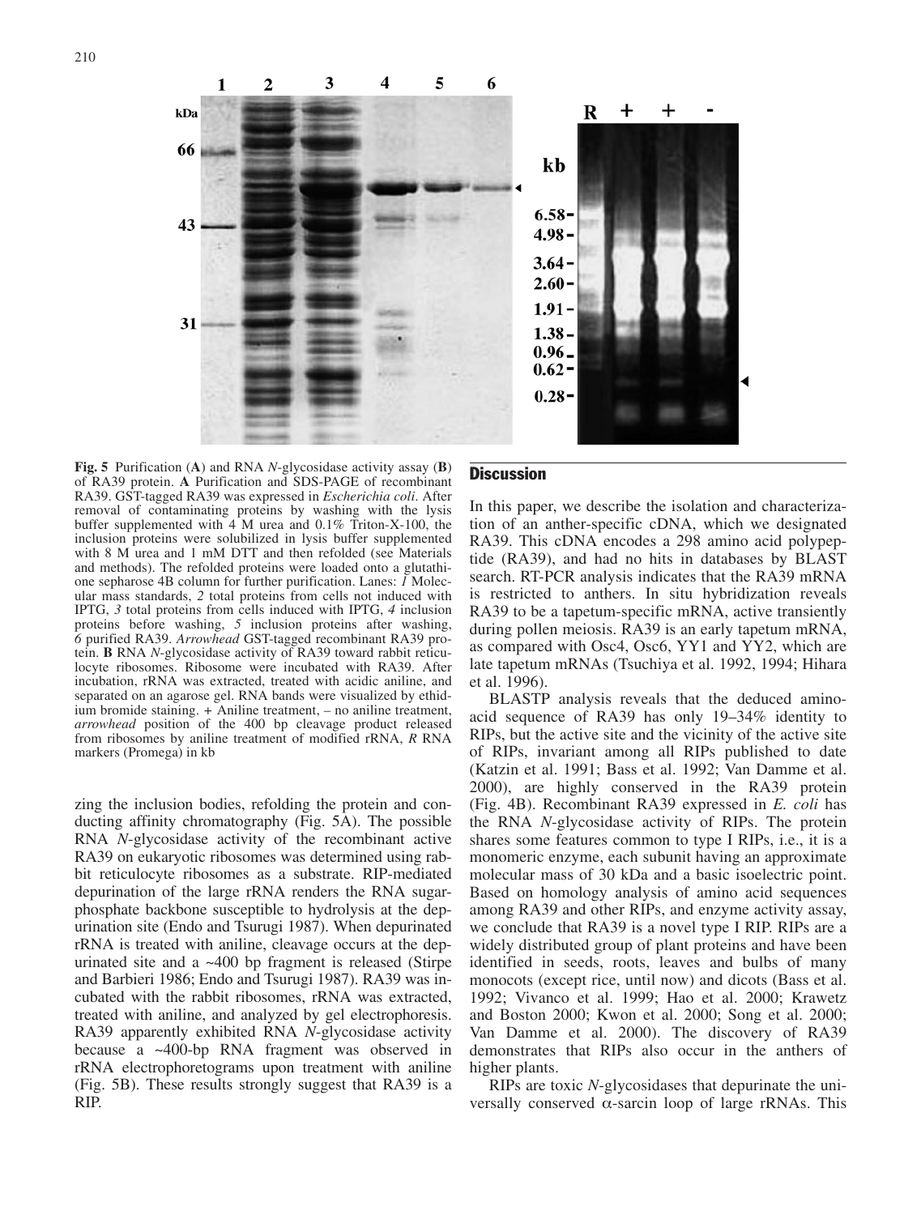**Fig. 5** Purification (**A**) and RNA *N*-glycosidase activity assay (**B**) of RA39 protein. **A** Purification and SDS-PAGE of recombinant RA39. GST-tagged RA39 was expressed in *Escherichia coli*. After removal of contaminating proteins by washing with the lysis buffer supplemented with 4 M urea and 0.1% Triton-X-100, the inclusion proteins were solubilized in lysis buffer supplemented with 8 M urea and 1 mM DTT and then refolded (see Materials and methods). The refolded proteins were loaded onto a glutathione sepharose 4B column for further purification. Lanes: *1* Molecular mass standards, *2* total proteins from cells not induced with IPTG, *3* total proteins from cells induced with IPTG, *4* inclusion proteins before washing, *5* inclusion proteins after washing, *6* purified RA39. *Arrowhead* GST-tagged recombinant RA39 protein. **B** RNA *N*-glycosidase activity of RA39 toward rabbit reticulocyte ribosomes. Ribosome were incubated with RA39. After incubation, rRNA was extracted, treated with acidic aniline, and separated on an agarose gel. RNA bands were visualized by ethidium bromide staining. + Aniline treatment, – no aniline treatment, *arrowhead* position of the 400 bp cleavage product released from ribosomes by aniline treatment of modified rRNA, *R* RNA markers (Promega) in kb

zing the inclusion bodies, refolding the protein and conducting affinity chromatography (Fig. 5A). The possible RNA *N*-glycosidase activity of the recombinant active RA39 on eukaryotic ribosomes was determined using rabbit reticulocyte ribosomes as a substrate. RIP-mediated depurination of the large rRNA renders the RNA sugar-phosphate backbone susceptible to hydrolysis at the depurination site (Endo and Tsurugi 1987). When depurinated rRNA is treated with aniline, cleavage occurs at the depurinated site and a ~400 bp fragment is released (Stirpe and Barbieri 1986; Endo and Tsurugi 1987). RA39 was incubated with the rabbit ribosomes, rRNA was extracted, treated with aniline, and analyzed by gel electrophoresis. RA39 apparently exhibited RNA *N*-glycosidase activity because a ~400-bp RNA fragment was observed in rRNA electrophoretograms upon treatment with aniline (Fig. 5B). These results strongly suggest that RA39 is a RIP.

## Discussion

In this paper, we describe the isolation and characterization of an anther-specific cDNA, which we designated RA39. This cDNA encodes a 298 amino acid polypeptide (RA39), and had no hits in databases by BLAST search. RT-PCR analysis indicates that the RA39 mRNA is restricted to anthers. In situ hybridization reveals RA39 to be a tapetum-specific mRNA, active transiently during pollen meiosis. RA39 is an early tapetum mRNA, as compared with Osc4, Osc6, YY1 and YY2, which are late tapetum mRNAs (Tsuchiya et al. 1992, 1994; Hihara et al. 1996).

BLASTP analysis reveals that the deduced amino-acid sequence of RA39 has only 19–34% identity to RIPs, but the active site and the vicinity of the active site of RIPs, invariant among all RIPs published to date (Katzin et al. 1991; Bass et al. 1992; Van Damme et al. 2000), are highly conserved in the RA39 protein (Fig. 4B). Recombinant RA39 expressed in *E. coli* has the RNA *N*-glycosidase activity of RIPs. The protein shares some features common to type I RIPs, i.e., it is a monomeric enzyme, each subunit having an approximate molecular mass of 30 kDa and a basic isoelectric point. Based on homology analysis of amino acid sequences among RA39 and other RIPs, and enzyme activity assay, we conclude that RA39 is a novel type I RIP. RIPs are a widely distributed group of plant proteins and have been identified in seeds, roots, leaves and bulbs of many monocots (except rice, until now) and dicots (Bass et al. 1992; Vivanco et al. 1999; Hao et al. 2000; Krawetz and Boston 2000; Kwon et al. 2000; Song et al. 2000; Van Damme et al. 2000). The discovery of RA39 demonstrates that RIPs also occur in the anthers of higher plants.

RIPs are toxic *N*-glycosidases that depurinate the universally conserved α-sarcin loop of large rRNAs. This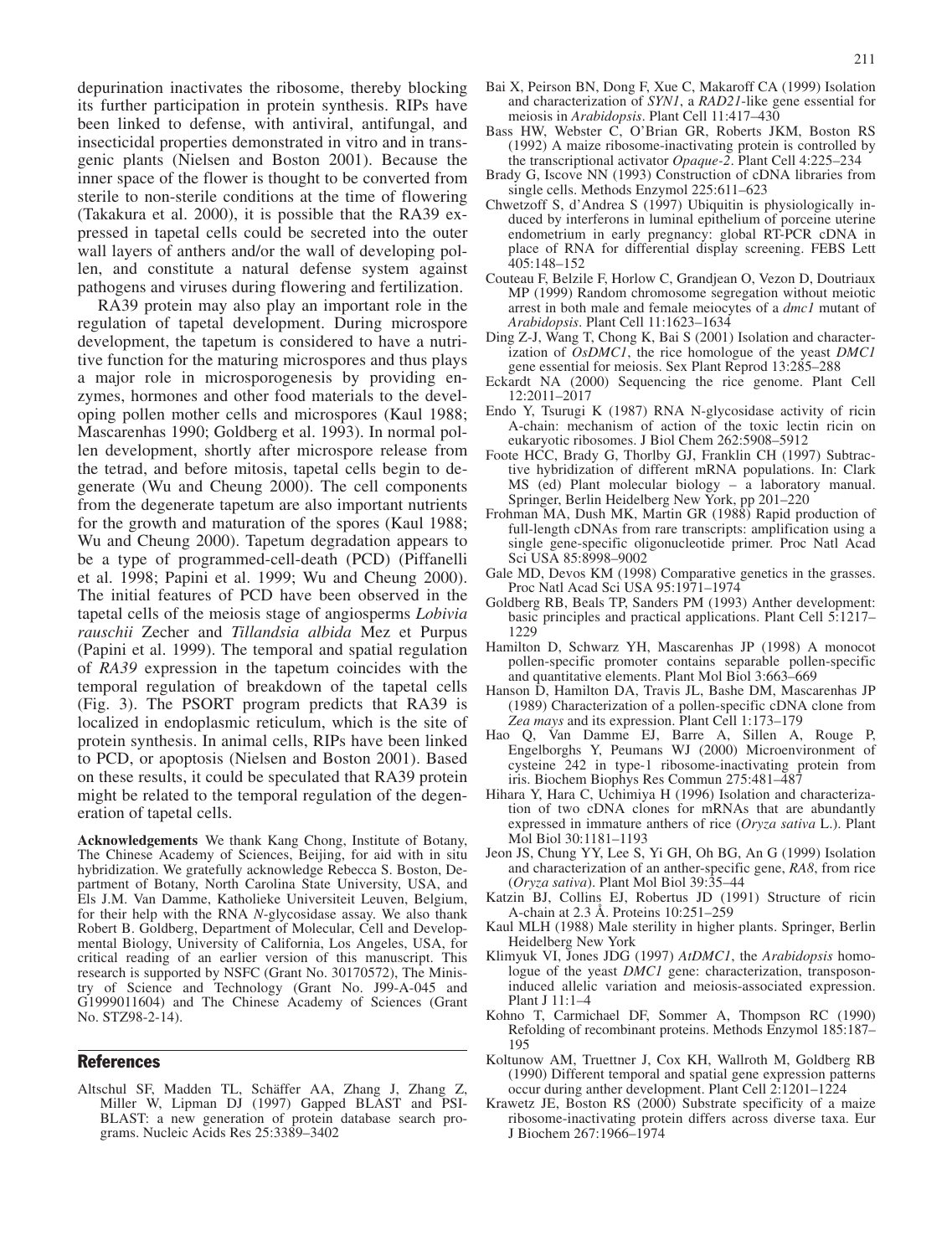depurination inactivates the ribosome, thereby blocking its further participation in protein synthesis. RIPs have been linked to defense, with antiviral, antifungal, and insecticidal properties demonstrated in vitro and in transgenic plants (Nielsen and Boston 2001). Because the inner space of the flower is thought to be converted from sterile to non-sterile conditions at the time of flowering (Takakura et al. 2000), it is possible that the RA39 expressed in tapetal cells could be secreted into the outer wall layers of anthers and/or the wall of developing pollen, and constitute a natural defense system against pathogens and viruses during flowering and fertilization.

RA39 protein may also play an important role in the regulation of tapetal development. During microspore development, the tapetum is considered to have a nutritive function for the maturing microspores and thus plays a major role in microsporogenesis by providing enzymes, hormones and other food materials to the developing pollen mother cells and microspores (Kaul 1988; Mascarenhas 1990; Goldberg et al. 1993). In normal pollen development, shortly after microspore release from the tetrad, and before mitosis, tapetal cells begin to degenerate (Wu and Cheung 2000). The cell components from the degenerate tapetum are also important nutrients for the growth and maturation of the spores (Kaul 1988; Wu and Cheung 2000). Tapetum degradation appears to be a type of programmed-cell-death (PCD) (Piffanelli et al. 1998; Papini et al. 1999; Wu and Cheung 2000). The initial features of PCD have been observed in the tapetal cells of the meiosis stage of angiosperms *Lobivia rauschii* Zecher and *Tillandsia albida* Mez et Purpus (Papini et al. 1999). The temporal and spatial regulation of *RA39* expression in the tapetum coincides with the temporal regulation of breakdown of the tapetal cells (Fig. 3). The PSORT program predicts that RA39 is localized in endoplasmic reticulum, which is the site of protein synthesis. In animal cells, RIPs have been linked to PCD, or apoptosis (Nielsen and Boston 2001). Based on these results, it could be speculated that RA39 protein might be related to the temporal regulation of the degeneration of tapetal cells.

**Acknowledgements** We thank Kang Chong, Institute of Botany, The Chinese Academy of Sciences, Beijing, for aid with in situ hybridization. We gratefully acknowledge Rebecca S. Boston, Department of Botany, North Carolina State University, USA, and Els J.M. Van Damme, Katholieke Universiteit Leuven, Belgium, for their help with the RNA *N*-glycosidase assay. We also thank Robert B. Goldberg, Department of Molecular, Cell and Developmental Biology, University of California, Los Angeles, USA, for critical reading of an earlier version of this manuscript. This research is supported by NSFC (Grant No. 30170572), The Ministry of Science and Technology (Grant No. J99-A-045 and G1999011604) and The Chinese Academy of Sciences (Grant No. STZ98-2-14).

## References

Altschul SF, Madden TL, Schäffer AA, Zhang J, Zhang Z, Miller W, Lipman DJ (1997) Gapped BLAST and PSI-BLAST: a new generation of protein database search programs. Nucleic Acids Res 25:3389–3402

Bai X, Peirson BN, Dong F, Xue C, Makaroff CA (1999) Isolation and characterization of *SYN1*, a *RAD21*-like gene essential for meiosis in *Arabidopsis*. Plant Cell 11:417–430

Bass HW, Webster C, O'Brian GR, Roberts JKM, Boston RS (1992) A maize ribosome-inactivating protein is controlled by the transcriptional activator *Opaque-2*. Plant Cell 4:225–234

Brady G, Iscove NN (1993) Construction of cDNA libraries from single cells. Methods Enzymol 225:611–623

Chwetzoff S, d'Andrea S (1997) Ubiquitin is physiologically induced by interferons in luminal epithelium of porceine uterine endometrium in early pregnancy: global RT-PCR cDNA in place of RNA for differential display screening. FEBS Lett 405:148–152

Couteau F, Belzile F, Horlow C, Grandjean O, Vezon D, Doutriaux MP (1999) Random chromosome segregation without meiotic arrest in both male and female meiocytes of a *dmc1* mutant of *Arabidopsis*. Plant Cell 11:1623–1634

Ding Z-J, Wang T, Chong K, Bai S (2001) Isolation and characterization of *OsDMC1*, the rice homologue of the yeast *DMC1* gene essential for meiosis. Sex Plant Reprod 13:285–288

Eckardt NA (2000) Sequencing the rice genome. Plant Cell 12:2011–2017

Endo Y, Tsurugi K (1987) RNA N-glycosidase activity of ricin A-chain: mechanism of action of the toxic lectin ricin on eukaryotic ribosomes. J Biol Chem 262:5908–5912

Foote HCC, Brady G, Thorlby GJ, Franklin CH (1997) Subtractive hybridization of different mRNA populations. In: Clark MS (ed) Plant molecular biology – a laboratory manual. Springer, Berlin Heidelberg New York, pp 201–220

Frohman MA, Dush MK, Martin GR (1988) Rapid production of full-length cDNAs from rare transcripts: amplification using a single gene-specific oligonucleotide primer. Proc Natl Acad Sci USA 85:8998–9002

Gale MD, Devos KM (1998) Comparative genetics in the grasses. Proc Natl Acad Sci USA 95:1971–1974

Goldberg RB, Beals TP, Sanders PM (1993) Anther development: basic principles and practical applications. Plant Cell 5:1217–1229

Hamilton D, Schwarz YH, Mascarenhas JP (1998) A monocot pollen-specific promoter contains separable pollen-specific and quantitative elements. Plant Mol Biol 3:663–669

Hanson D, Hamilton DA, Travis JL, Bashe DM, Mascarenhas JP (1989) Characterization of a pollen-specific cDNA clone from *Zea mays* and its expression. Plant Cell 1:173–179

Hao Q, Van Damme EJ, Barre A, Sillen A, Rouge P, Engelborghs Y, Peumans WJ (2000) Microenvironment of cysteine 242 in type-1 ribosome-inactivating protein from iris. Biochem Biophys Res Commun 275:481–487

Hihara Y, Hara C, Uchimiya H (1996) Isolation and characterization of two cDNA clones for mRNAs that are abundantly expressed in immature anthers of rice (*Oryza sativa* L.). Plant Mol Biol 30:1181–1193

Jeon JS, Chung YY, Lee S, Yi GH, Oh BG, An G (1999) Isolation and characterization of an anther-specific gene, *RA8*, from rice (*Oryza sativa*). Plant Mol Biol 39:35–44

Katzin BJ, Collins EJ, Robertus JD (1991) Structure of ricin A-chain at 2.3 Å. Proteins 10:251–259

Kaul MLH (1988) Male sterility in higher plants. Springer, Berlin Heidelberg New York

Klimyuk VI, Jones JDG (1997) *AtDMC1*, the *Arabidopsis* homologue of the yeast *DMC1* gene: characterization, transposon-induced allelic variation and meiosis-associated expression. Plant J 11:1–4

Kohno T, Carmichael DF, Sommer A, Thompson RC (1990) Refolding of recombinant proteins. Methods Enzymol 185:187–195

Koltunow AM, Truettner J, Cox KH, Wallroth M, Goldberg RB (1990) Different temporal and spatial gene expression patterns occur during anther development. Plant Cell 2:1201–1224

Krawetz JE, Boston RS (2000) Substrate specificity of a maize ribosome-inactivating protein differs across diverse taxa. Eur J Biochem 267:1966–1974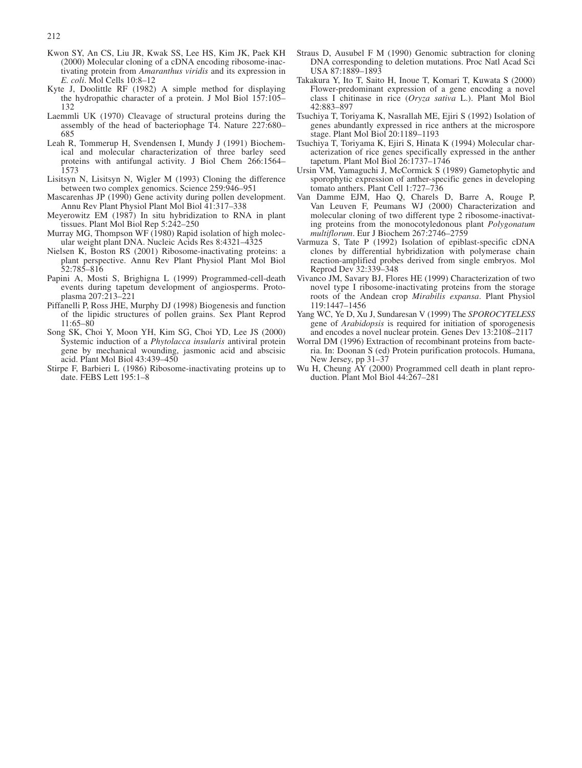Kwon SY, An CS, Liu JR, Kwak SS, Lee HS, Kim JK, Paek KH (2000) Molecular cloning of a cDNA encoding ribosome-inactivating protein from *Amaranthus viridis* and its expression in *E. coli*. Mol Cells 10:8–12

Kyte J, Doolittle RF (1982) A simple method for displaying the hydropathic character of a protein. J Mol Biol 157:105–132

Laemmli UK (1970) Cleavage of structural proteins during the assembly of the head of bacteriophage T4. Nature 227:680–685

Leah R, Tommerup H, Svendensen I, Mundy J (1991) Biochemical and molecular characterization of three barley seed proteins with antifungal activity. J Biol Chem 266:1564–1573

Lisitsyn N, Lisitsyn N, Wigler M (1993) Cloning the difference between two complex genomics. Science 259:946–951

Mascarenhas JP (1990) Gene activity during pollen development. Annu Rev Plant Physiol Plant Mol Biol 41:317–338

Meyerowitz EM (1987) In situ hybridization to RNA in plant tissues. Plant Mol Biol Rep 5:242–250

Murray MG, Thompson WF (1980) Rapid isolation of high molecular weight plant DNA. Nucleic Acids Res 8:4321–4325

Nielsen K, Boston RS (2001) Ribosome-inactivating proteins: a plant perspective. Annu Rev Plant Physiol Plant Mol Biol 52:785–816

Papini A, Mosti S, Brighigna L (1999) Programmed-cell-death events during tapetum development of angiosperms. Protoplasma 207:213–221

Piffanelli P, Ross JHE, Murphy DJ (1998) Biogenesis and function of the lipidic structures of pollen grains. Sex Plant Reprod 11:65–80

Song SK, Choi Y, Moon YH, Kim SG, Choi YD, Lee JS (2000) Systemic induction of a *Phytolacca insularis* antiviral protein gene by mechanical wounding, jasmonic acid and abscisic acid. Plant Mol Biol 43:439–450

Stirpe F, Barbieri L (1986) Ribosome-inactivating proteins up to date. FEBS Lett 195:1–8

Straus D, Ausubel F M (1990) Genomic subtraction for cloning DNA corresponding to deletion mutations. Proc Natl Acad Sci USA 87:1889–1893

Takakura Y, Ito T, Saito H, Inoue T, Komari T, Kuwata S (2000) Flower-predominant expression of a gene encoding a novel class I chitinase in rice (*Oryza sativa* L.). Plant Mol Biol 42:883–897

Tsuchiya T, Toriyama K, Nasrallah ME, Ejiri S (1992) Isolation of genes abundantly expressed in rice anthers at the microspore stage. Plant Mol Biol 20:1189–1193

Tsuchiya T, Toriyama K, Ejiri S, Hinata K (1994) Molecular characterization of rice genes specifically expressed in the anther tapetum. Plant Mol Biol 26:1737–1746

Ursin VM, Yamaguchi J, McCormick S (1989) Gametophytic and sporophytic expression of anther-specific genes in developing tomato anthers. Plant Cell 1:727–736

Van Damme EJM, Hao Q, Charels D, Barre A, Rouge P, Van Leuven F, Peumans WJ (2000) Characterization and molecular cloning of two different type 2 ribosome-inactivating proteins from the monocotyledonous plant *Polygonatum multiflorum*. Eur J Biochem 267:2746–2759

Varmuza S, Tate P (1992) Isolation of epiblast-specific cDNA clones by differential hybridization with polymerase chain reaction-amplified probes derived from single embryos. Mol Reprod Dev 32:339–348

Vivanco JM, Savary BJ, Flores HE (1999) Characterization of two novel type I ribosome-inactivating proteins from the storage roots of the Andean crop *Mirabilis expansa*. Plant Physiol 119:1447–1456

Yang WC, Ye D, Xu J, Sundaresan V (1999) The *SPOROCYTELESS* gene of *Arabidopsis* is required for initiation of sporogenesis and encodes a novel nuclear protein. Genes Dev 13:2108–2117

Worral DM (1996) Extraction of recombinant proteins from bacteria. In: Doonan S (ed) Protein purification protocols. Humana, New Jersey, pp 31–37

Wu H, Cheung AY (2000) Programmed cell death in plant reproduction. Plant Mol Biol 44:267–281